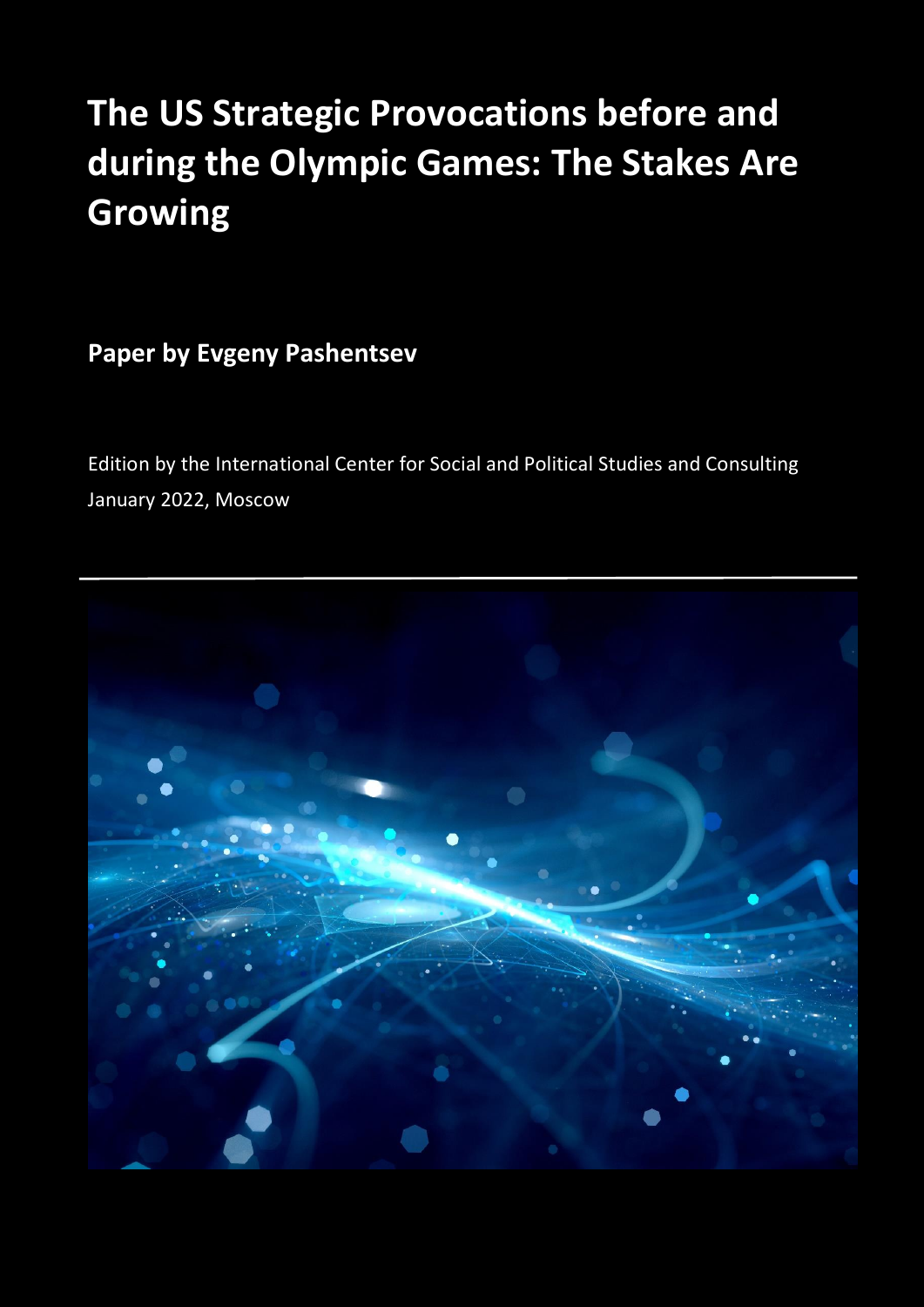# The US Strategic Provocations before and during the Olympic Games: The Stakes Are Growing

**Paper by Evgeny Pashentsev**

Edition by the International Center for Social and Political Studies and Consulting

January 2022, Moscow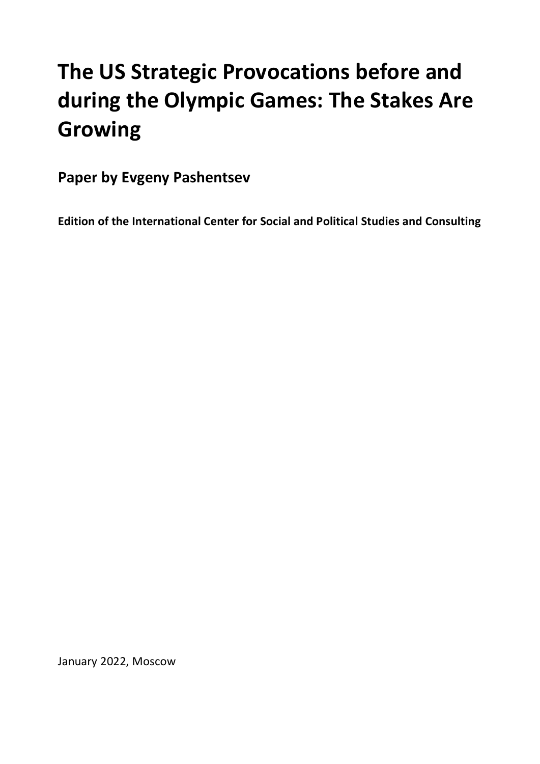# The US Strategic Provocations before and during the Olympic Games: The Stakes Are Growing

**Paper by Evgeny Pashentsev**

**Edition of the International Center for Social and Political Studies and Consulting**

January 2022, Moscow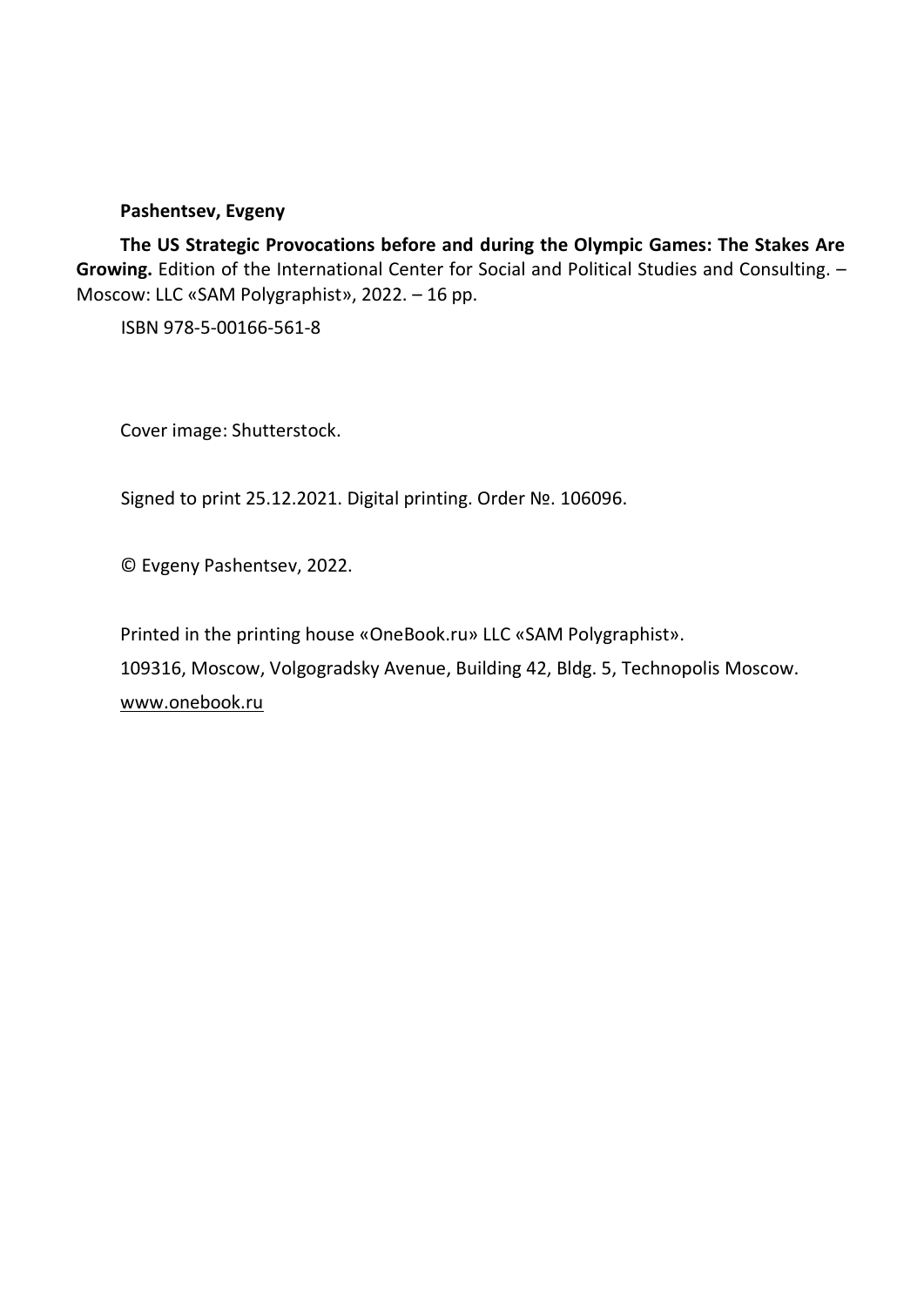**Pashentsev, Evgeny**

**The US Strategic Provocations before and during the Olympic Games: The Stakes Are Growing.** Edition of the International Center for Social and Political Studies and Consulting. – Moscow: LLC «SAM Polygraphist», 2022. – 16 pp.

ISBN 978-5-00166-561-8

Cover image: Shutterstock.

Signed to print 25.12.2021. Digital printing. Order №. 106096.

© Evgeny Pashentsev, 2022.

Printed in the printing house «OneBook.ru» LLC «SAM Polygraphist».

109316, Moscow, Volgogradsky Avenue, Building 42, Bldg. 5, Technopolis Moscow.

www.onebook.ru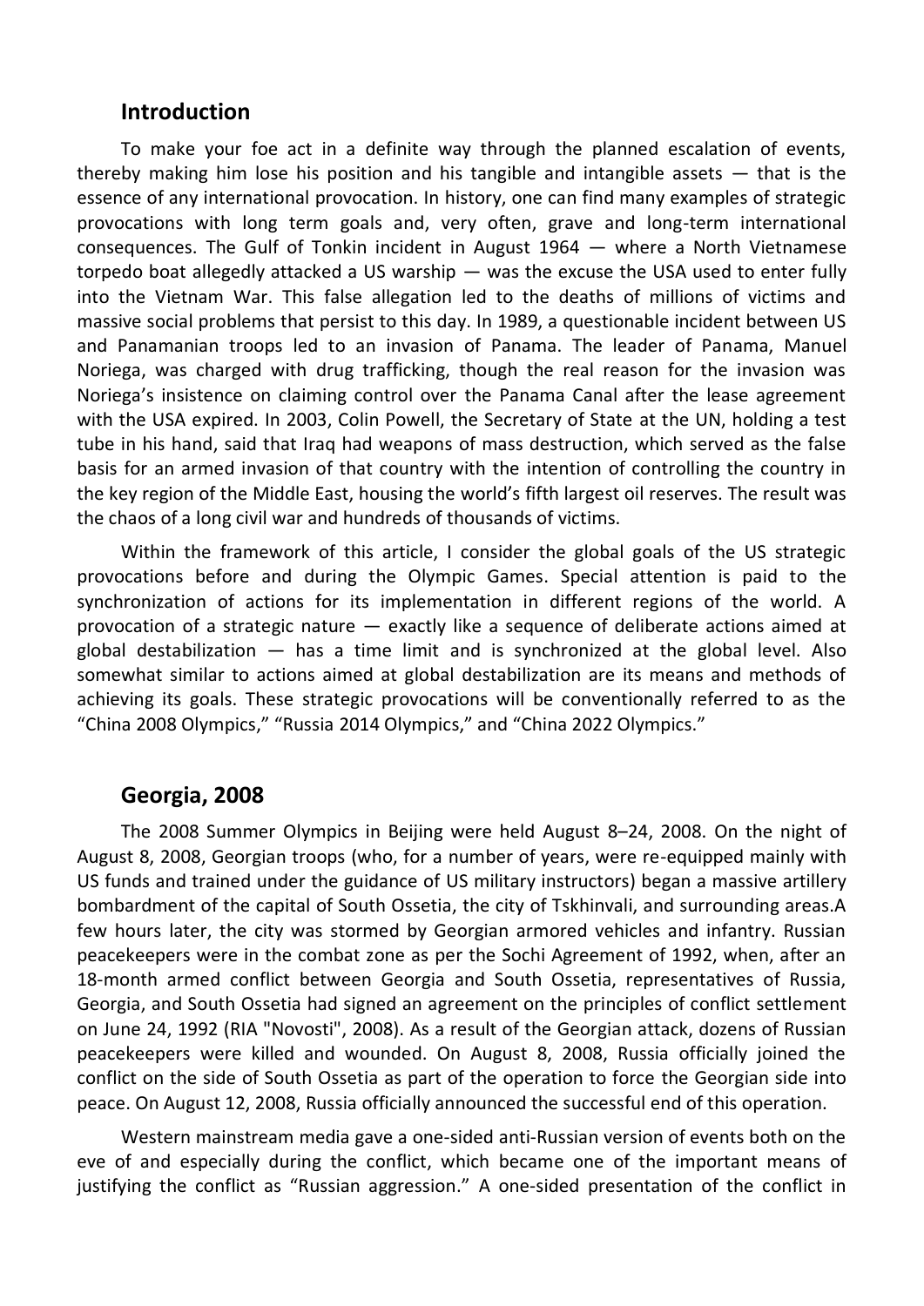## Introduction

To make your foe act in a definite way through the planned escalation of events, thereby making him lose his position and his tangible and intangible assets — that is the essence of any international provocation. In history, one can find many examples of strategic provocations with long term goals and, very often, grave and long-term international consequences. The Gulf of Tonkin incident in August 1964 — where a North Vietnamese torpedo boat allegedly attacked a US warship — was the excuse the USA used to enter fully into the Vietnam War. This false allegation led to the deaths of millions of victims and massive social problems that persist to this day. In 1989, a questionable incident between US and Panamanian troops led to an invasion of Panama. The leader of Panama, Manuel Noriega, was charged with drug trafficking, though the real reason for the invasion was Noriega's insistence on claiming control over the Panama Canal after the lease agreement with the USA expired. In 2003, Colin Powell, the Secretary of State at the UN, holding a test tube in his hand, said that Iraq had weapons of mass destruction, which served as the false basis for an armed invasion of that country with the intention of controlling the country in the key region of the Middle East, housing the world's fifth largest oil reserves. The result was the chaos of a long civil war and hundreds of thousands of victims.

Within the framework of this article, I consider the global goals of the US strategic provocations before and during the Olympic Games. Special attention is paid to the synchronization of actions for its implementation in different regions of the world. A provocation of a strategic nature — exactly like a sequence of deliberate actions aimed at global destabilization — has a time limit and is synchronized at the global level. Also somewhat similar to actions aimed at global destabilization are its means and methods of achieving its goals. These strategic provocations will be conventionally referred to as the "China 2008 Olympics," "Russia 2014 Olympics," and "China 2022 Olympics."

## Georgia, 2008

The 2008 Summer Olympics in Beijing were held August 8–24, 2008. On the night of August 8, 2008, Georgian troops (who, for a number of years, were re-equipped mainly with US funds and trained under the guidance of US military instructors) began a massive artillery bombardment of the capital of South Ossetia, the city of Tskhinvali, and surrounding areas.A few hours later, the city was stormed by Georgian armored vehicles and infantry. Russian peacekeepers were in the combat zone as per the Sochi Agreement of 1992, when, after an 18-month armed conflict between Georgia and South Ossetia, representatives of Russia, Georgia, and South Ossetia had signed an agreement on the principles of conflict settlement on June 24, 1992 (RIA "Novosti", 2008). As a result of the Georgian attack, dozens of Russian peacekeepers were killed and wounded. On August 8, 2008, Russia officially joined the conflict on the side of South Ossetia as part of the operation to force the Georgian side into peace. On August 12, 2008, Russia officially announced the successful end of this operation.

Western mainstream media gave a one-sided anti-Russian version of events both on the eve of and especially during the conflict, which became one of the important means of justifying the conflict as "Russian aggression." A one-sided presentation of the conflict in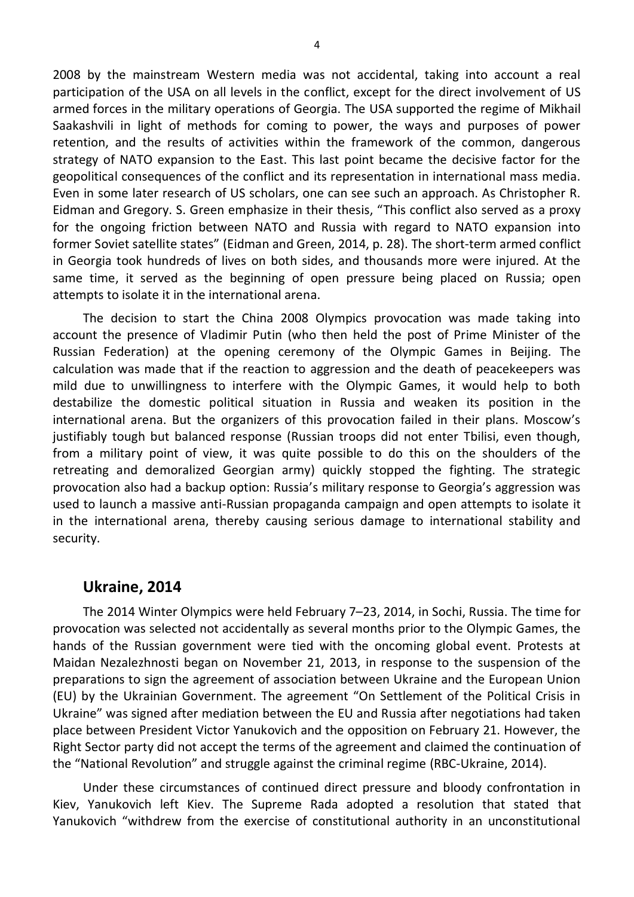2008 by the mainstream Western media was not accidental, taking into account a real participation of the USA on all levels in the conflict, except for the direct involvement of US armed forces in the military operations of Georgia. The USA supported the regime of Mikhail Saakashvili in light of methods for coming to power, the ways and purposes of power retention, and the results of activities within the framework of the common, dangerous strategy of NATO expansion to the East. This last point became the decisive factor for the geopolitical consequences of the conflict and its representation in international mass media. Even in some later research of US scholars, one can see such an approach. As Christopher R. Eidman and Gregory. S. Green emphasize in their thesis, "This conflict also served as a proxy for the ongoing friction between NATO and Russia with regard to NATO expansion into former Soviet satellite states" (Eidman and Green, 2014, p. 28). The short-term armed conflict in Georgia took hundreds of lives on both sides, and thousands more were injured. At the same time, it served as the beginning of open pressure being placed on Russia; open attempts to isolate it in the international arena.

The decision to start the China 2008 Olympics provocation was made taking into account the presence of Vladimir Putin (who then held the post of Prime Minister of the Russian Federation) at the opening ceremony of the Olympic Games in Beijing. The calculation was made that if the reaction to aggression and the death of peacekeepers was mild due to unwillingness to interfere with the Olympic Games, it would help to both destabilize the domestic political situation in Russia and weaken its position in the international arena. But the organizers of this provocation failed in their plans. Moscow's justifiably tough but balanced response (Russian troops did not enter Tbilisi, even though, from a military point of view, it was quite possible to do this on the shoulders of the retreating and demoralized Georgian army) quickly stopped the fighting. The strategic provocation also had a backup option: Russia's military response to Georgia's aggression was used to launch a massive anti-Russian propaganda campaign and open attempts to isolate it in the international arena, thereby causing serious damage to international stability and security.

## Ukraine, 2014

The 2014 Winter Olympics were held February 7–23, 2014, in Sochi, Russia. The time for provocation was selected not accidentally as several months prior to the Olympic Games, the hands of the Russian government were tied with the oncoming global event. Protests at Maidan Nezalezhnosti began on November 21, 2013, in response to the suspension of the preparations to sign the agreement of association between Ukraine and the European Union (EU) by the Ukrainian Government. The agreement "On Settlement of the Political Crisis in Ukraine" was signed after mediation between the EU and Russia after negotiations had taken place between President Victor Yanukovich and the opposition on February 21. However, the Right Sector party did not accept the terms of the agreement and claimed the continuation of the "National Revolution" and struggle against the criminal regime (RBC-Ukraine, 2014).

Under these circumstances of continued direct pressure and bloody confrontation in Kiev, Yanukovich left Kiev. The Supreme Rada adopted a resolution that stated that Yanukovich "withdrew from the exercise of constitutional authority in an unconstitutional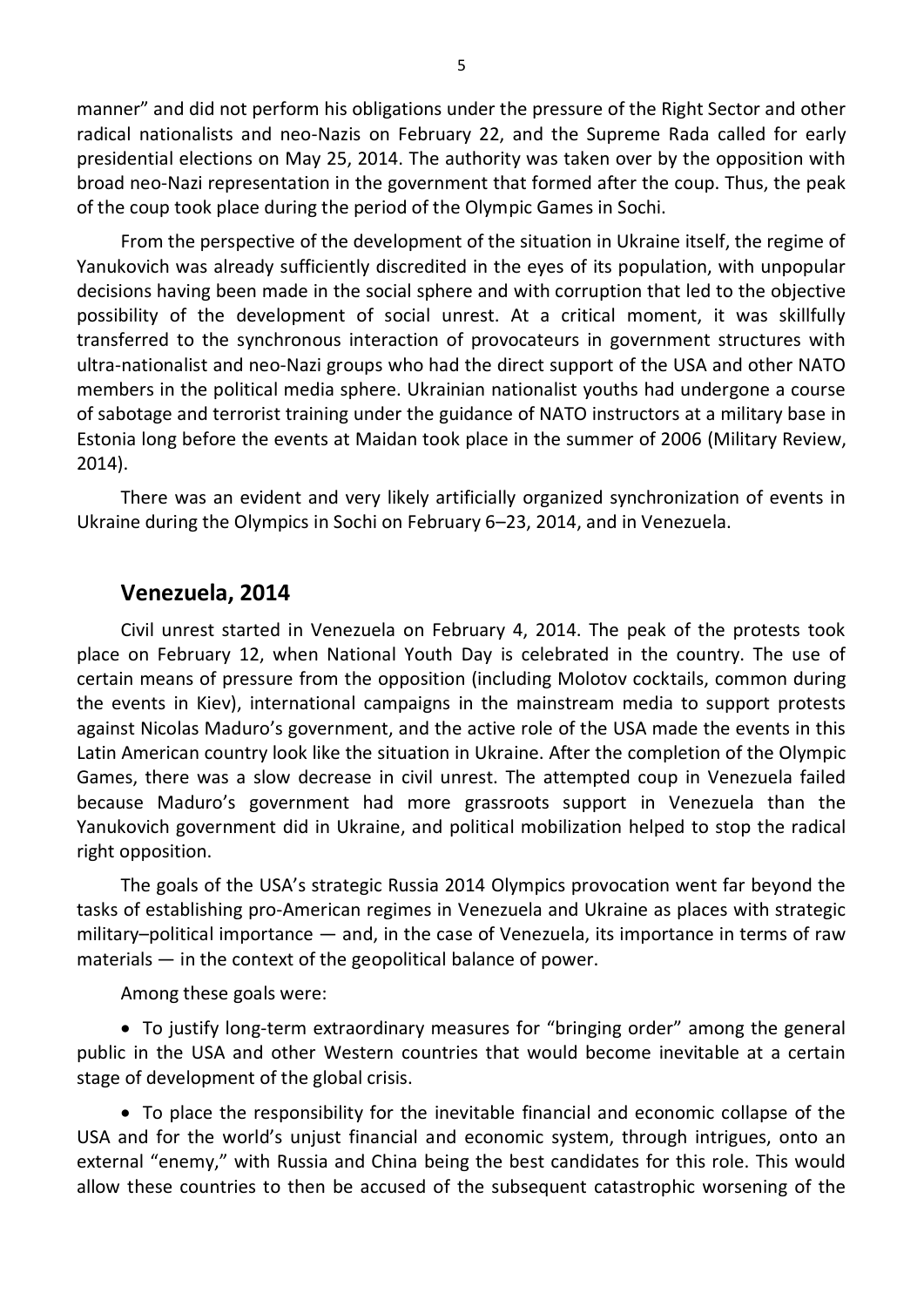manner" and did not perform his obligations under the pressure of the Right Sector and other radical nationalists and neo-Nazis on February 22, and the Supreme Rada called for early presidential elections on May 25, 2014. The authority was taken over by the opposition with broad neo-Nazi representation in the government that formed after the coup. Thus, the peak of the coup took place during the period of the Olympic Games in Sochi.

From the perspective of the development of the situation in Ukraine itself, the regime of Yanukovich was already sufficiently discredited in the eyes of its population, with unpopular decisions having been made in the social sphere and with corruption that led to the objective possibility of the development of social unrest. At a critical moment, it was skillfully transferred to the synchronous interaction of provocateurs in government structures with ultra-nationalist and neo-Nazi groups who had the direct support of the USA and other NATO members in the political media sphere. Ukrainian nationalist youths had undergone a course of sabotage and terrorist training under the guidance of NATO instructors at a military base in Estonia long before the events at Maidan took place in the summer of 2006 (Military Review, 2014).

There was an evident and very likely artificially organized synchronization of events in Ukraine during the Olympics in Sochi on February 6–23, 2014, and in Venezuela.

## Venezuela, 2014

Civil unrest started in Venezuela on February 4, 2014. The peak of the protests took place on February 12, when National Youth Day is celebrated in the country. The use of certain means of pressure from the opposition (including Molotov cocktails, common during the events in Kiev), international campaigns in the mainstream media to support protests against Nicolas Maduro's government, and the active role of the USA made the events in this Latin American country look like the situation in Ukraine. After the completion of the Olympic Games, there was a slow decrease in civil unrest. The attempted coup in Venezuela failed because Maduro's government had more grassroots support in Venezuela than the Yanukovich government did in Ukraine, and political mobilization helped to stop the radical right opposition.

The goals of the USA's strategic Russia 2014 Olympics provocation went far beyond the tasks of establishing pro-American regimes in Venezuela and Ukraine as places with strategic military–political importance — and, in the case of Venezuela, its importance in terms of raw materials — in the context of the geopolitical balance of power.

Among these goals were:

- To justify long-term extraordinary measures for "bringing order" among the general public in the USA and other Western countries that would become inevitable at a certain stage of development of the global crisis.

- To place the responsibility for the inevitable financial and economic collapse of the USA and for the world's unjust financial and economic system, through intrigues, onto an external "enemy," with Russia and China being the best candidates for this role. This would allow these countries to then be accused of the subsequent catastrophic worsening of the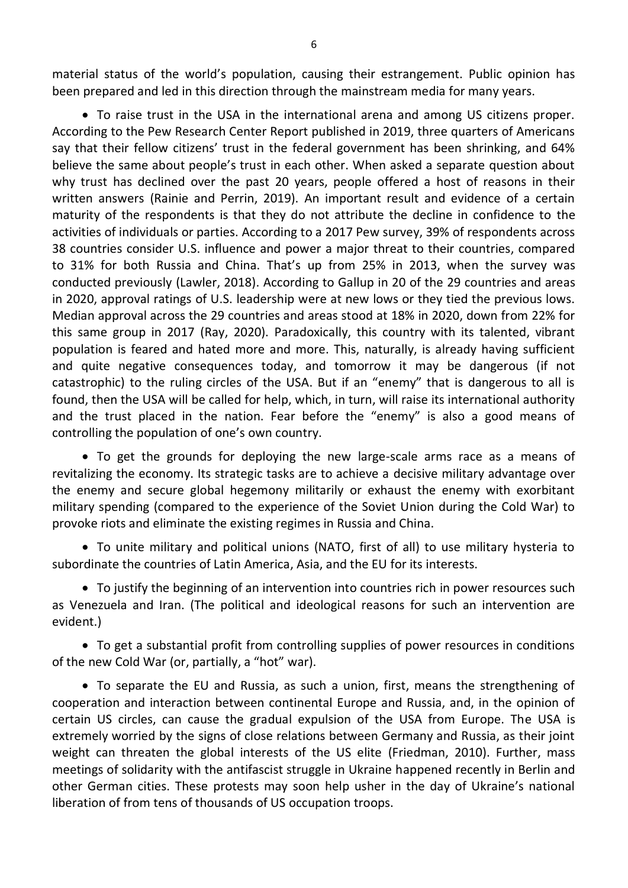material status of the world's population, causing their estrangement. Public opinion has been prepared and led in this direction through the mainstream media for many years.

- To raise trust in the USA in the international arena and among US citizens proper. According to the Pew Research Center Report published in 2019, three quarters of Americans say that their fellow citizens' trust in the federal government has been shrinking, and 64% believe the same about people's trust in each other. When asked a separate question about why trust has declined over the past 20 years, people offered a host of reasons in their written answers (Rainie and Perrin, 2019). An important result and evidence of a certain maturity of the respondents is that they do not attribute the decline in confidence to the activities of individuals or parties. According to a 2017 Pew survey, 39% of respondents across 38 countries consider U.S. influence and power a major threat to their countries, compared to 31% for both Russia and China. That's up from 25% in 2013, when the survey was conducted previously (Lawler, 2018). According to Gallup in 20 of the 29 countries and areas in 2020, approval ratings of U.S. leadership were at new lows or they tied the previous lows. Median approval across the 29 countries and areas stood at 18% in 2020, down from 22% for this same group in 2017 (Ray, 2020). Paradoxically, this country with its talented, vibrant population is feared and hated more and more. This, naturally, is already having sufficient and quite negative consequences today, and tomorrow it may be dangerous (if not catastrophic) to the ruling circles of the USA. But if an "enemy" that is dangerous to all is found, then the USA will be called for help, which, in turn, will raise its international authority and the trust placed in the nation. Fear before the "enemy" is also a good means of controlling the population of one's own country.

- To get the grounds for deploying the new large-scale arms race as a means of revitalizing the economy. Its strategic tasks are to achieve a decisive military advantage over the enemy and secure global hegemony militarily or exhaust the enemy with exorbitant military spending (compared to the experience of the Soviet Union during the Cold War) to provoke riots and eliminate the existing regimes in Russia and China.

- To unite military and political unions (NATO, first of all) to use military hysteria to subordinate the countries of Latin America, Asia, and the EU for its interests.

- To justify the beginning of an intervention into countries rich in power resources such as Venezuela and Iran. (The political and ideological reasons for such an intervention are evident.)

- To get a substantial profit from controlling supplies of power resources in conditions of the new Cold War (or, partially, a "hot" war).

- To separate the EU and Russia, as such a union, first, means the strengthening of cooperation and interaction between continental Europe and Russia, and, in the opinion of certain US circles, can cause the gradual expulsion of the USA from Europe. The USA is extremely worried by the signs of close relations between Germany and Russia, as their joint weight can threaten the global interests of the US elite (Friedman, 2010). Further, mass meetings of solidarity with the antifascist struggle in Ukraine happened recently in Berlin and other German cities. These protests may soon help usher in the day of Ukraine's national liberation of from tens of thousands of US occupation troops.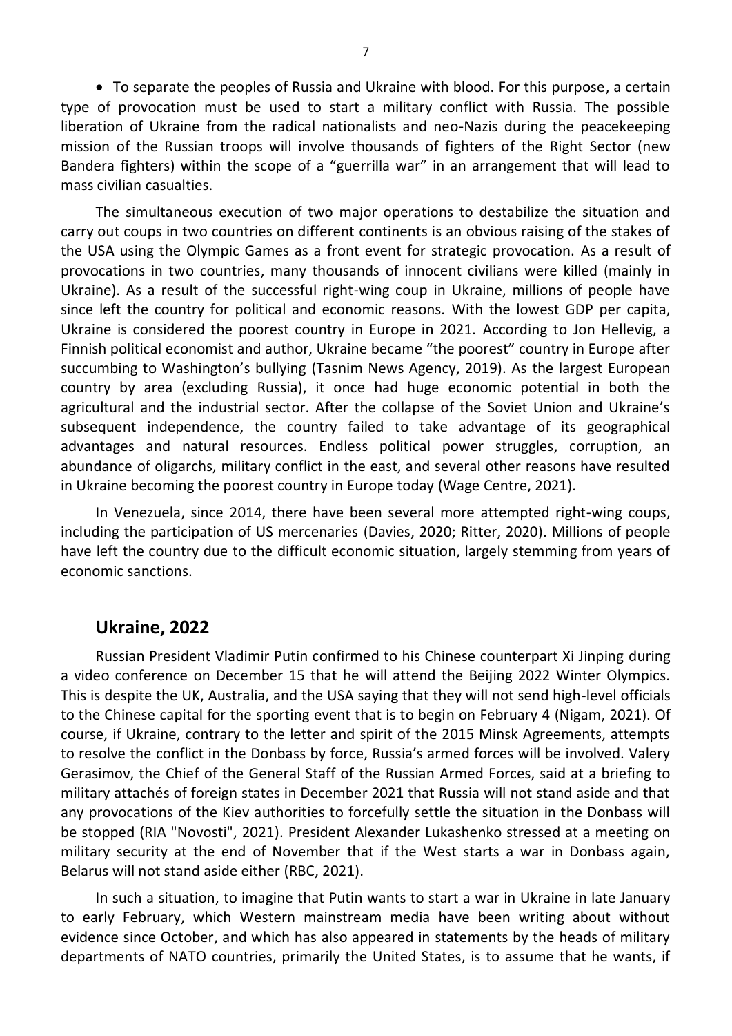- To separate the peoples of Russia and Ukraine with blood. For this purpose, a certain type of provocation must be used to start a military conflict with Russia. The possible liberation of Ukraine from the radical nationalists and neo-Nazis during the peacekeeping mission of the Russian troops will involve thousands of fighters of the Right Sector (new Bandera fighters) within the scope of a "guerrilla war" in an arrangement that will lead to mass civilian casualties.

The simultaneous execution of two major operations to destabilize the situation and carry out coups in two countries on different continents is an obvious raising of the stakes of the USA using the Olympic Games as a front event for strategic provocation. As a result of provocations in two countries, many thousands of innocent civilians were killed (mainly in Ukraine). As a result of the successful right-wing coup in Ukraine, millions of people have since left the country for political and economic reasons. With the lowest GDP per capita, Ukraine is considered the poorest country in Europe in 2021. According to Jon Hellevig, a Finnish political economist and author, Ukraine became "the poorest" country in Europe after succumbing to Washington's bullying (Tasnim News Agency, 2019). As the largest European country by area (excluding Russia), it once had huge economic potential in both the agricultural and the industrial sector. After the collapse of the Soviet Union and Ukraine's subsequent independence, the country failed to take advantage of its geographical advantages and natural resources. Endless political power struggles, corruption, an abundance of oligarchs, military conflict in the east, and several other reasons have resulted in Ukraine becoming the poorest country in Europe today (Wage Centre, 2021).

In Venezuela, since 2014, there have been several more attempted right-wing coups, including the participation of US mercenaries (Davies, 2020; Ritter, 2020). Millions of people have left the country due to the difficult economic situation, largely stemming from years of economic sanctions.

## Ukraine, 2022

Russian President Vladimir Putin confirmed to his Chinese counterpart Xi Jinping during a video conference on December 15 that he will attend the Beijing 2022 Winter Olympics. This is despite the UK, Australia, and the USA saying that they will not send high-level officials to the Chinese capital for the sporting event that is to begin on February 4 (Nigam, 2021). Of course, if Ukraine, contrary to the letter and spirit of the 2015 Minsk Agreements, attempts to resolve the conflict in the Donbass by force, Russia's armed forces will be involved. Valery Gerasimov, the Chief of the General Staff of the Russian Armed Forces, said at a briefing to military attachés of foreign states in December 2021 that Russia will not stand aside and that any provocations of the Kiev authorities to forcefully settle the situation in the Donbass will be stopped (RIA "Novosti", 2021). President Alexander Lukashenko stressed at a meeting on military security at the end of November that if the West starts a war in Donbass again, Belarus will not stand aside either (RBC, 2021).

In such a situation, to imagine that Putin wants to start a war in Ukraine in late January to early February, which Western mainstream media have been writing about without evidence since October, and which has also appeared in statements by the heads of military departments of NATO countries, primarily the United States, is to assume that he wants, if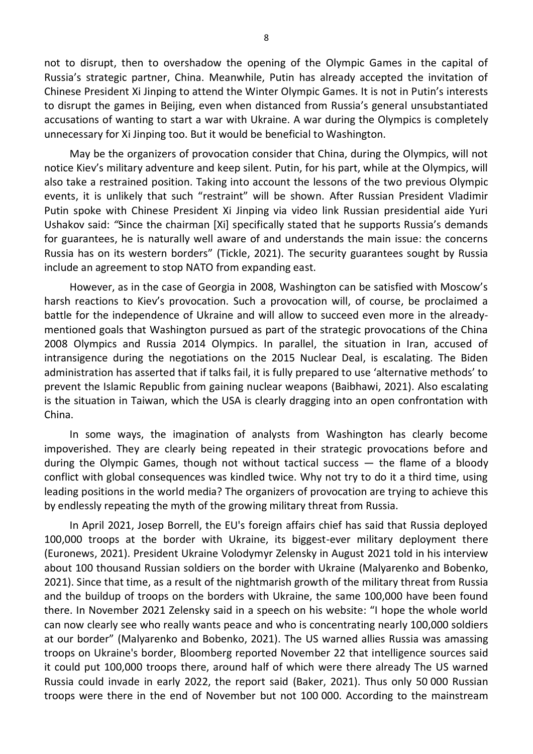not to disrupt, then to overshadow the opening of the Olympic Games in the capital of Russia's strategic partner, China. Meanwhile, Putin has already accepted the invitation of Chinese President Xi Jinping to attend the Winter Olympic Games. It is not in Putin's interests to disrupt the games in Beijing, even when distanced from Russia's general unsubstantiated accusations of wanting to start a war with Ukraine. A war during the Olympics is completely unnecessary for Xi Jinping too. But it would be beneficial to Washington.

May be the organizers of provocation consider that China, during the Olympics, will not notice Kiev's military adventure and keep silent. Putin, for his part, while at the Olympics, will also take a restrained position. Taking into account the lessons of the two previous Olympic events, it is unlikely that such "restraint" will be shown. After Russian President Vladimir Putin spoke with Chinese President Xi Jinping via video link Russian presidential aide Yuri Ushakov said: *"*Since the chairman [Xi] specifically stated that he supports Russia's demands for guarantees, he is naturally well aware of and understands the main issue: the concerns Russia has on its western borders" (Tickle, 2021). The security guarantees sought by Russia include an agreement to stop NATO from expanding east.

However, as in the case of Georgia in 2008, Washington can be satisfied with Moscow's harsh reactions to Kiev's provocation. Such a provocation will, of course, be proclaimed a battle for the independence of Ukraine and will allow to succeed even more in the already-mentioned goals that Washington pursued as part of the strategic provocations of the China 2008 Olympics and Russia 2014 Olympics. In parallel, the situation in Iran, accused of intransigence during the negotiations on the 2015 Nuclear Deal, is escalating. The Biden administration has asserted that if talks fail, it is fully prepared to use 'alternative methods' to prevent the Islamic Republic from gaining nuclear weapons (Baibhawi, 2021). Also escalating is the situation in Taiwan, which the USA is clearly dragging into an open confrontation with China.

In some ways, the imagination of analysts from Washington has clearly become impoverished. They are clearly being repeated in their strategic provocations before and during the Olympic Games, though not without tactical success — the flame of a bloody conflict with global consequences was kindled twice. Why not try to do it a third time, using leading positions in the world media? The organizers of provocation are trying to achieve this by endlessly repeating the myth of the growing military threat from Russia.

In April 2021, Josep Borrell, the EU's foreign affairs chief has said that Russia deployed 100,000 troops at the border with Ukraine, its biggest-ever military deployment there (Euronews, 2021). President Ukraine Volodymyr Zelensky in August 2021 told in his interview about 100 thousand Russian soldiers on the border with Ukraine (Malyarenko and Bobenko, 2021). Since that time, as a result of the nightmarish growth of the military threat from Russia and the buildup of troops on the borders with Ukraine, the same 100,000 have been found there. In November 2021 Zelensky said in a speech on his website: "I hope the whole world can now clearly see who really wants peace and who is concentrating nearly 100,000 soldiers at our border" (Malyarenko and Bobenko, 2021). The US warned allies Russia was amassing troops on Ukraine's border, Bloomberg reported November 22 that intelligence sources said it could put 100,000 troops there, around half of which were there already The US warned Russia could invade in early 2022, the report said (Baker, 2021). Thus only 50 000 Russian troops were there in the end of November but not 100 000. According to the mainstream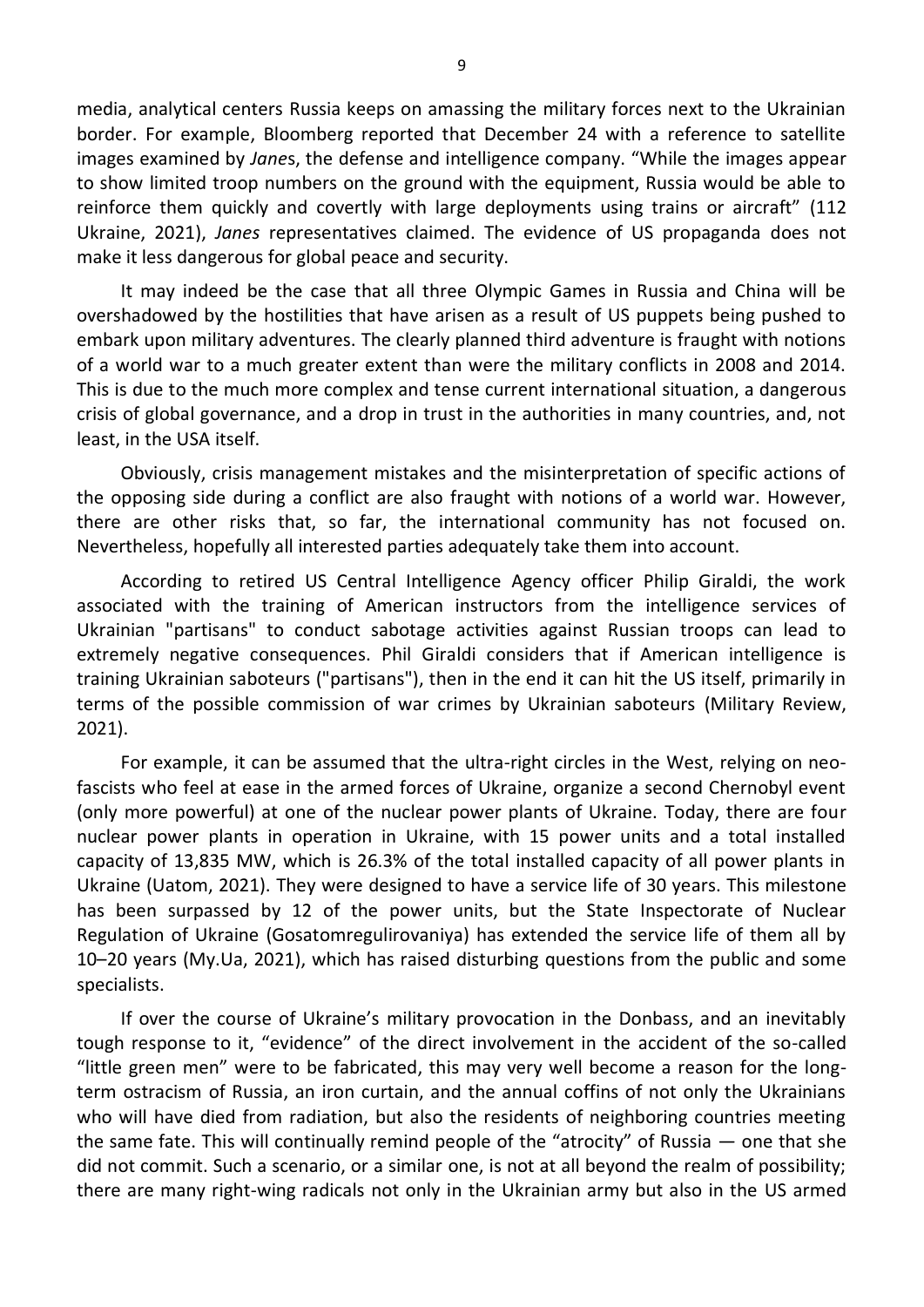media, analytical centers Russia keeps on amassing the military forces next to the Ukrainian border. For example, Bloomberg reported that December 24 with a reference to satellite images examined by *Jane*s, the defense and intelligence company. "While the images appear to show limited troop numbers on the ground with the equipment, Russia would be able to reinforce them quickly and covertly with large deployments using trains or aircraft" (112 Ukraine, 2021), *Janes* representatives claimed. The evidence of US propaganda does not make it less dangerous for global peace and security.

It may indeed be the case that all three Olympic Games in Russia and China will be overshadowed by the hostilities that have arisen as a result of US puppets being pushed to embark upon military adventures. The clearly planned third adventure is fraught with notions of a world war to a much greater extent than were the military conflicts in 2008 and 2014. This is due to the much more complex and tense current international situation, a dangerous crisis of global governance, and a drop in trust in the authorities in many countries, and, not least, in the USA itself.

Obviously, crisis management mistakes and the misinterpretation of specific actions of the opposing side during a conflict are also fraught with notions of a world war. However, there are other risks that, so far, the international community has not focused on. Nevertheless, hopefully all interested parties adequately take them into account.

According to retired US Central Intelligence Agency officer Philip Giraldi, the work associated with the training of American instructors from the intelligence services of Ukrainian "partisans" to conduct sabotage activities against Russian troops can lead to extremely negative consequences. Phil Giraldi considers that if American intelligence is training Ukrainian saboteurs ("partisans"), then in the end it can hit the US itself, primarily in terms of the possible commission of war crimes by Ukrainian saboteurs (Military Review, 2021).

For example, it can be assumed that the ultra-right circles in the West, relying on neo-fascists who feel at ease in the armed forces of Ukraine, organize a second Chernobyl event (only more powerful) at one of the nuclear power plants of Ukraine. Today, there are four nuclear power plants in operation in Ukraine, with 15 power units and a total installed capacity of 13,835 MW, which is 26.3% of the total installed capacity of all power plants in Ukraine (Uatom, 2021). They were designed to have a service life of 30 years. This milestone has been surpassed by 12 of the power units, but the State Inspectorate of Nuclear Regulation of Ukraine (Gosatomregulirovaniya) has extended the service life of them all by 10–20 years (My.Ua, 2021), which has raised disturbing questions from the public and some specialists.

If over the course of Ukraine's military provocation in the Donbass, and an inevitably tough response to it, "evidence" of the direct involvement in the accident of the so-called "little green men" were to be fabricated, this may very well become a reason for the long-term ostracism of Russia, an iron curtain, and the annual coffins of not only the Ukrainians who will have died from radiation, but also the residents of neighboring countries meeting the same fate. This will continually remind people of the "atrocity" of Russia — one that she did not commit. Such a scenario, or a similar one, is not at all beyond the realm of possibility; there are many right-wing radicals not only in the Ukrainian army but also in the US armed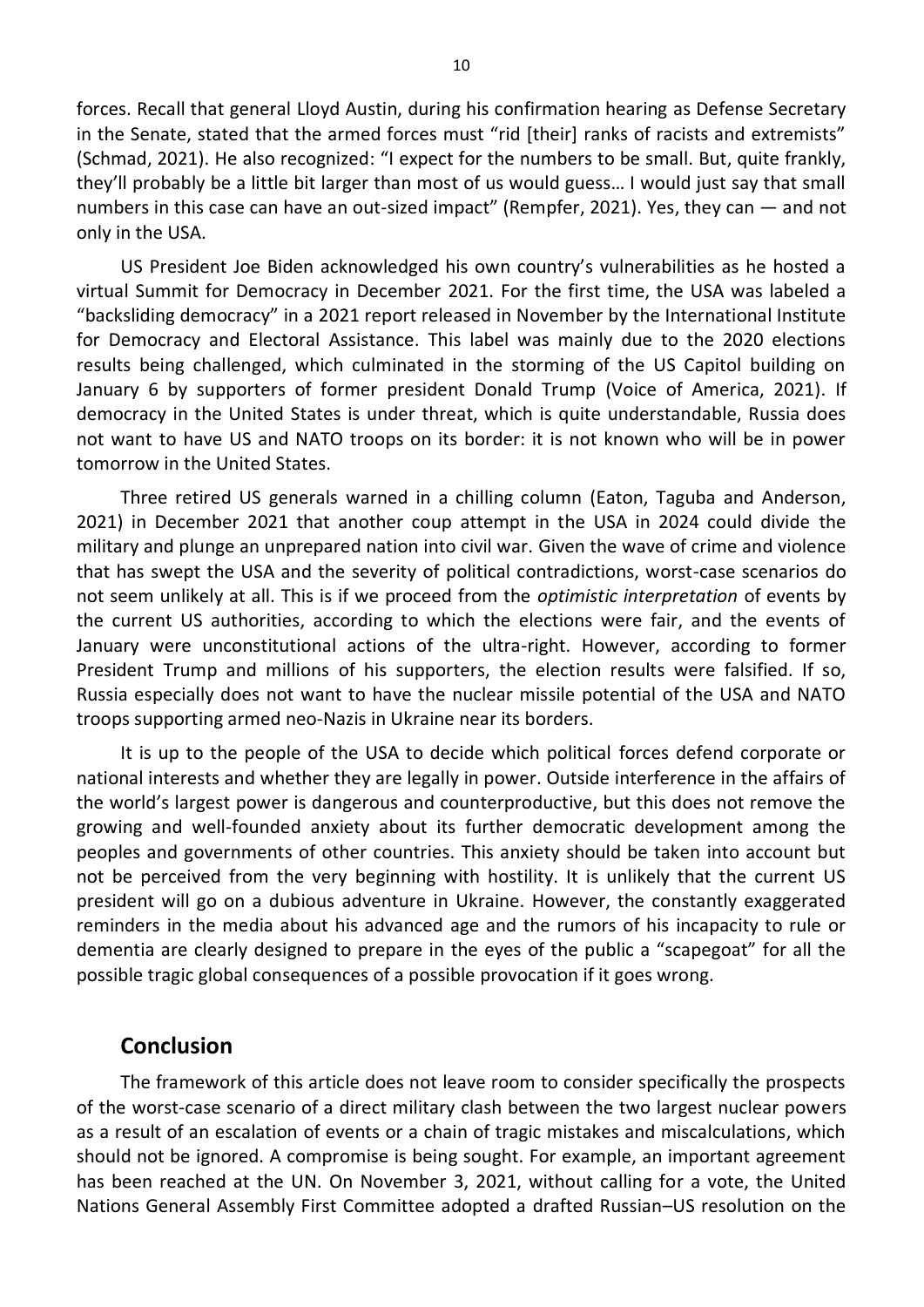forces. Recall that general Lloyd Austin, during his confirmation hearing as Defense Secretary in the Senate, stated that the armed forces must "rid [their] ranks of racists and extremists" (Schmad, 2021). He also recognized: "I expect for the numbers to be small. But, quite frankly, they'll probably be a little bit larger than most of us would guess… I would just say that small numbers in this case can have an out-sized impact" (Rempfer, 2021). Yes, they can — and not only in the USA.

US President Joe Biden acknowledged his own country's vulnerabilities as he hosted a virtual Summit for Democracy in December 2021. For the first time, the USA was labeled a "backsliding democracy" in a 2021 report released in November by the International Institute for Democracy and Electoral Assistance. This label was mainly due to the 2020 elections results being challenged, which culminated in the storming of the US Capitol building on January 6 by supporters of former president Donald Trump (Voice of America, 2021). If democracy in the United States is under threat, which is quite understandable, Russia does not want to have US and NATO troops on its border: it is not known who will be in power tomorrow in the United States.

Three retired US generals warned in a chilling column (Eaton, Taguba and Anderson, 2021) in December 2021 that another coup attempt in the USA in 2024 could divide the military and plunge an unprepared nation into civil war. Given the wave of crime and violence that has swept the USA and the severity of political contradictions, worst-case scenarios do not seem unlikely at all. This is if we proceed from the *optimistic interpretation* of events by the current US authorities, according to which the elections were fair, and the events of January were unconstitutional actions of the ultra-right. However, according to former President Trump and millions of his supporters, the election results were falsified. If so, Russia especially does not want to have the nuclear missile potential of the USA and NATO troops supporting armed neo-Nazis in Ukraine near its borders.

It is up to the people of the USA to decide which political forces defend corporate or national interests and whether they are legally in power. Outside interference in the affairs of the world's largest power is dangerous and counterproductive, but this does not remove the growing and well-founded anxiety about its further democratic development among the peoples and governments of other countries. This anxiety should be taken into account but not be perceived from the very beginning with hostility. It is unlikely that the current US president will go on a dubious adventure in Ukraine. However, the constantly exaggerated reminders in the media about his advanced age and the rumors of his incapacity to rule or dementia are clearly designed to prepare in the eyes of the public a "scapegoat" for all the possible tragic global consequences of a possible provocation if it goes wrong.

## Conclusion

The framework of this article does not leave room to consider specifically the prospects of the worst-case scenario of a direct military clash between the two largest nuclear powers as a result of an escalation of events or a chain of tragic mistakes and miscalculations, which should not be ignored. A compromise is being sought. For example, an important agreement has been reached at the UN. On November 3, 2021, without calling for a vote, the United Nations General Assembly First Committee adopted a drafted Russian–US resolution on the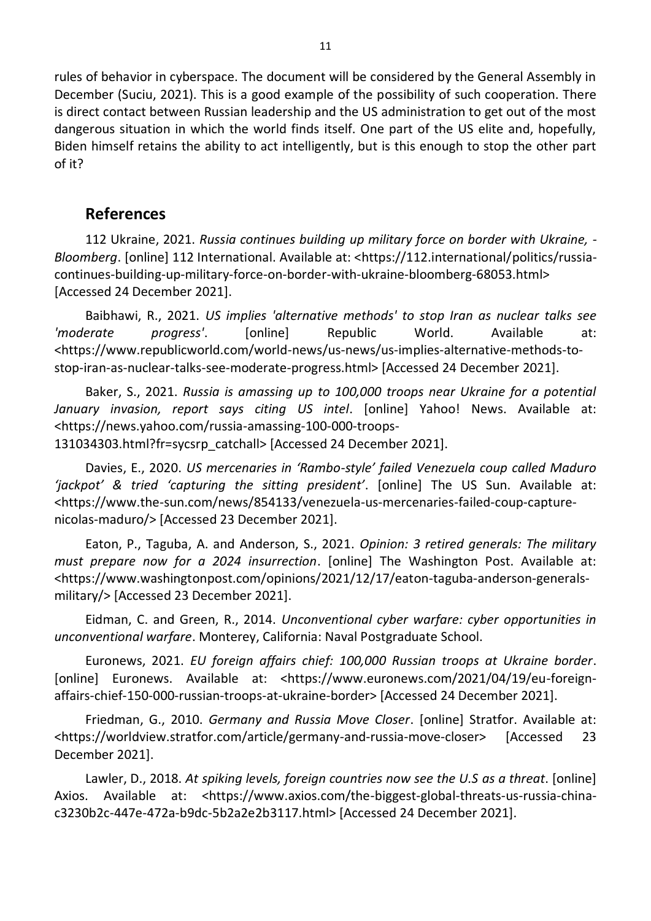rules of behavior in cyberspace. The document will be considered by the General Assembly in December (Suciu, 2021). This is a good example of the possibility of such cooperation. There is direct contact between Russian leadership and the US administration to get out of the most dangerous situation in which the world finds itself. One part of the US elite and, hopefully, Biden himself retains the ability to act intelligently, but is this enough to stop the other part of it?

## References

112 Ukraine, 2021. *Russia continues building up military force on border with Ukraine, - Bloomberg*. [online] 112 International. Available at: <https://112.international/politics/russia-continues-building-up-military-force-on-border-with-ukraine-bloomberg-68053.html> [Accessed 24 December 2021].

Baibhawi, R., 2021. *US implies 'alternative methods' to stop Iran as nuclear talks see 'moderate progress'*. [online] Republic World. Available at: <https://www.republicworld.com/world-news/us-news/us-implies-alternative-methods-to-stop-iran-as-nuclear-talks-see-moderate-progress.html> [Accessed 24 December 2021].

Baker, S., 2021. *Russia is amassing up to 100,000 troops near Ukraine for a potential January invasion, report says citing US intel*. [online] Yahoo! News. Available at: <https://news.yahoo.com/russia-amassing-100-000-troops-131034303.html?fr=sycsrp_catchall> [Accessed 24 December 2021].

Davies, E., 2020. *US mercenaries in 'Rambo-style' failed Venezuela coup called Maduro 'jackpot' & tried 'capturing the sitting president'*. [online] The US Sun. Available at: <https://www.the-sun.com/news/854133/venezuela-us-mercenaries-failed-coup-capture-nicolas-maduro/> [Accessed 23 December 2021].

Eaton, P., Taguba, A. and Anderson, S., 2021. *Opinion: 3 retired generals: The military must prepare now for a 2024 insurrection*. [online] The Washington Post. Available at: <https://www.washingtonpost.com/opinions/2021/12/17/eaton-taguba-anderson-generals-military/> [Accessed 23 December 2021].

Eidman, C. and Green, R., 2014. *Unconventional cyber warfare: cyber opportunities in unconventional warfare*. Monterey, California: Naval Postgraduate School.

Euronews, 2021. *EU foreign affairs chief: 100,000 Russian troops at Ukraine border*. [online] Euronews. Available at: <https://www.euronews.com/2021/04/19/eu-foreign-affairs-chief-150-000-russian-troops-at-ukraine-border> [Accessed 24 December 2021].

Friedman, G., 2010. *Germany and Russia Move Closer*. [online] Stratfor. Available at: <https://worldview.stratfor.com/article/germany-and-russia-move-closer> [Accessed 23 December 2021].

Lawler, D., 2018. *At spiking levels, foreign countries now see the U.S as a threat*. [online] Axios. Available at: <https://www.axios.com/the-biggest-global-threats-us-russia-china-c3230b2c-447e-472a-b9dc-5b2a2e2b3117.html> [Accessed 24 December 2021].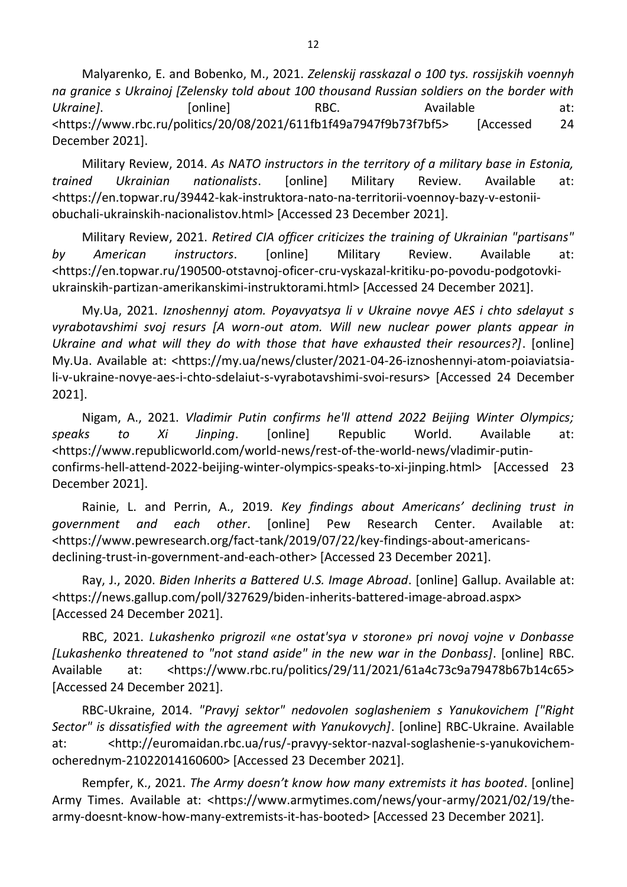Malyarenko, E. and Bobenko, M., 2021. *Zelenskij rasskazal o 100 tys. rossijskih voennyh na granice s Ukrainoj [Zelensky told about 100 thousand Russian soldiers on the border with Ukraine]*. [online] RBC. Available at: <https://www.rbc.ru/politics/20/08/2021/611fb1f49a7947f9b73f7bf5> [Accessed 24 December 2021].

Military Review, 2014. *As NATO instructors in the territory of a military base in Estonia, trained Ukrainian nationalists*. [online] Military Review. Available at: <https://en.topwar.ru/39442-kak-instruktora-nato-na-territorii-voennoy-bazy-v-estonii-obuchali-ukrainskih-nacionalistov.html> [Accessed 23 December 2021].

Military Review, 2021. *Retired CIA officer criticizes the training of Ukrainian "partisans" by American instructors*. [online] Military Review. Available at: <https://en.topwar.ru/190500-otstavnoj-oficer-cru-vyskazal-kritiku-po-povodu-podgotovki-ukrainskih-partizan-amerikanskimi-instruktorami.html> [Accessed 24 December 2021].

My.Ua, 2021. *Iznoshennyj atom. Poyavyatsya li v Ukraine novye AES i chto sdelayut s vyrabotavshimi svoj resurs [A worn-out atom. Will new nuclear power plants appear in Ukraine and what will they do with those that have exhausted their resources?]*. [online] My.Ua. Available at: <https://my.ua/news/cluster/2021-04-26-iznoshennyi-atom-poiaviatsia-li-v-ukraine-novye-aes-i-chto-sdelaiut-s-vyrabotavshimi-svoi-resurs> [Accessed 24 December 2021].

Nigam, A., 2021. *Vladimir Putin confirms he'll attend 2022 Beijing Winter Olympics; speaks to Xi Jinping*. [online] Republic World. Available at: <https://www.republicworld.com/world-news/rest-of-the-world-news/vladimir-putin-confirms-hell-attend-2022-beijing-winter-olympics-speaks-to-xi-jinping.html> [Accessed 23 December 2021].

Rainie, L. and Perrin, A., 2019. *Key findings about Americans' declining trust in government and each other*. [online] Pew Research Center. Available at: <https://www.pewresearch.org/fact-tank/2019/07/22/key-findings-about-americans-declining-trust-in-government-and-each-other> [Accessed 23 December 2021].

Ray, J., 2020. *Biden Inherits a Battered U.S. Image Abroad*. [online] Gallup. Available at: <https://news.gallup.com/poll/327629/biden-inherits-battered-image-abroad.aspx> [Accessed 24 December 2021].

RBC, 2021. *Lukashenko prigrozil «ne ostat'sya v storone» pri novoj vojne v Donbasse [Lukashenko threatened to "not stand aside" in the new war in the Donbass]*. [online] RBC. Available at: <https://www.rbc.ru/politics/29/11/2021/61a4c73c9a79478b67b14c65> [Accessed 24 December 2021].

RBC-Ukraine, 2014. *"Pravyj sektor" nedovolen soglasheniem s Yanukovichem ["Right Sector" is dissatisfied with the agreement with Yanukovych]*. [online] RBC-Ukraine. Available at: <http://euromaidan.rbc.ua/rus/-pravyy-sektor-nazval-soglashenie-s-yanukovichem-ocherednym-21022014160600> [Accessed 23 December 2021].

Rempfer, K., 2021. *The Army doesn't know how many extremists it has booted*. [online] Army Times. Available at: <https://www.armytimes.com/news/your-army/2021/02/19/the-army-doesnt-know-how-many-extremists-it-has-booted> [Accessed 23 December 2021].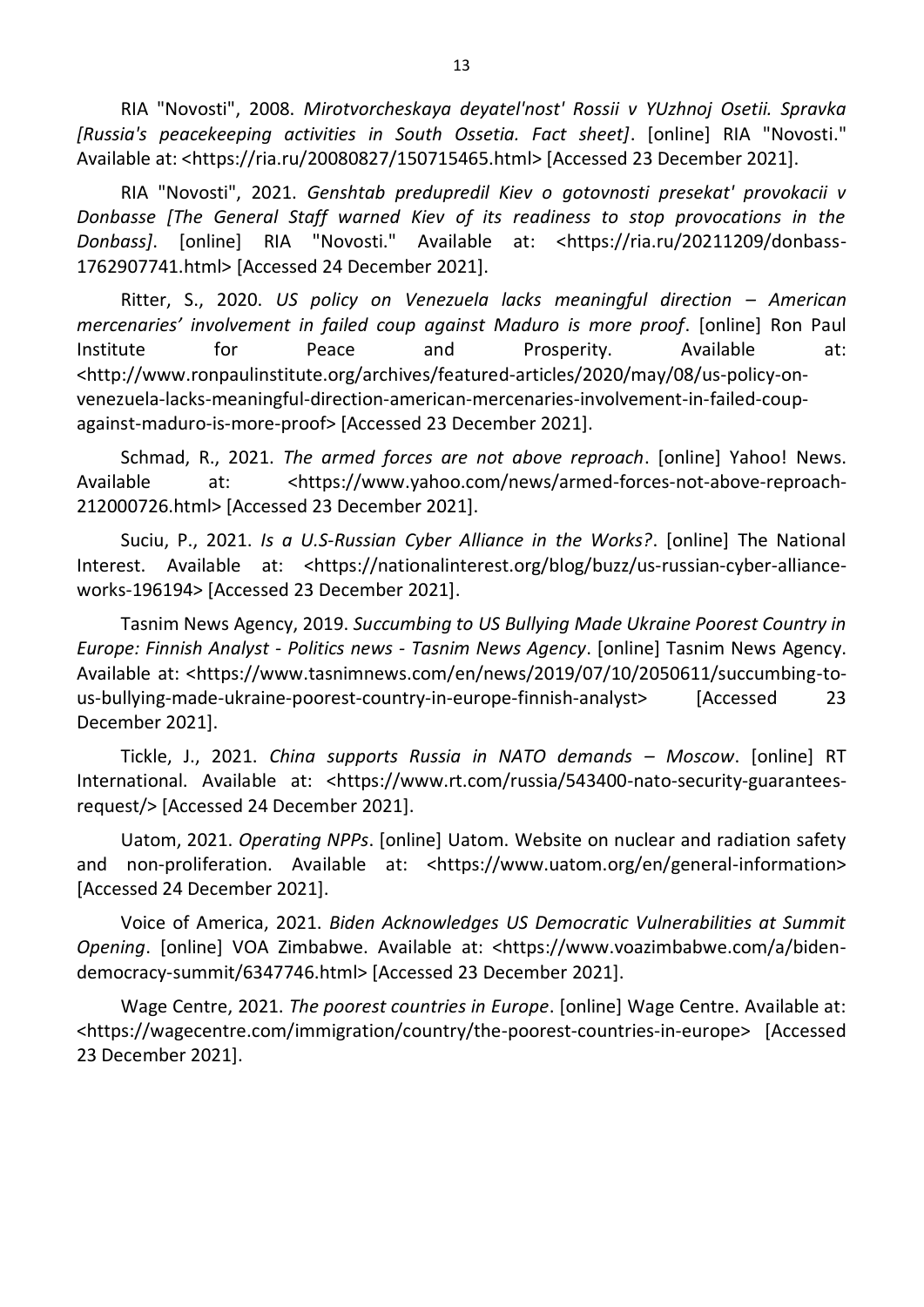RIA "Novosti", 2008. *Mirotvorcheskaya deyatel'nost' Rossii v YUzhnoj Osetii. Spravka [Russia's peacekeeping activities in South Ossetia. Fact sheet]*. [online] RIA "Novosti." Available at: <https://ria.ru/20080827/150715465.html> [Accessed 23 December 2021].

RIA "Novosti", 2021. *Genshtab predupredil Kiev o gotovnosti presekat' provokacii v Donbasse [The General Staff warned Kiev of its readiness to stop provocations in the Donbass]*. [online] RIA "Novosti." Available at: <https://ria.ru/20211209/donbass-1762907741.html> [Accessed 24 December 2021].

Ritter, S., 2020. *US policy on Venezuela lacks meaningful direction – American mercenaries' involvement in failed coup against Maduro is more proof*. [online] Ron Paul Institute for Peace and Prosperity. Available at: <http://www.ronpaulinstitute.org/archives/featured-articles/2020/may/08/us-policy-on-venezuela-lacks-meaningful-direction-american-mercenaries-involvement-in-failed-coup-against-maduro-is-more-proof> [Accessed 23 December 2021].

Schmad, R., 2021. *The armed forces are not above reproach*. [online] Yahoo! News. Available at: <https://www.yahoo.com/news/armed-forces-not-above-reproach-212000726.html> [Accessed 23 December 2021].

Suciu, P., 2021. *Is a U.S-Russian Cyber Alliance in the Works?*. [online] The National Interest. Available at: <https://nationalinterest.org/blog/buzz/us-russian-cyber-alliance-works-196194> [Accessed 23 December 2021].

Tasnim News Agency, 2019. *Succumbing to US Bullying Made Ukraine Poorest Country in Europe: Finnish Analyst - Politics news - Tasnim News Agency*. [online] Tasnim News Agency. Available at: <https://www.tasnimnews.com/en/news/2019/07/10/2050611/succumbing-to-us-bullying-made-ukraine-poorest-country-in-europe-finnish-analyst> [Accessed 23 December 2021].

Tickle, J., 2021. *China supports Russia in NATO demands – Moscow*. [online] RT International. Available at: <https://www.rt.com/russia/543400-nato-security-guarantees-request/> [Accessed 24 December 2021].

Uatom, 2021. *Operating NPPs*. [online] Uatom. Website on nuclear and radiation safety and non-proliferation. Available at: <https://www.uatom.org/en/general-information> [Accessed 24 December 2021].

Voice of America, 2021. *Biden Acknowledges US Democratic Vulnerabilities at Summit Opening*. [online] VOA Zimbabwe. Available at: <https://www.voazimbabwe.com/a/biden-democracy-summit/6347746.html> [Accessed 23 December 2021].

Wage Centre, 2021. *The poorest countries in Europe*. [online] Wage Centre. Available at: <https://wagecentre.com/immigration/country/the-poorest-countries-in-europe> [Accessed 23 December 2021].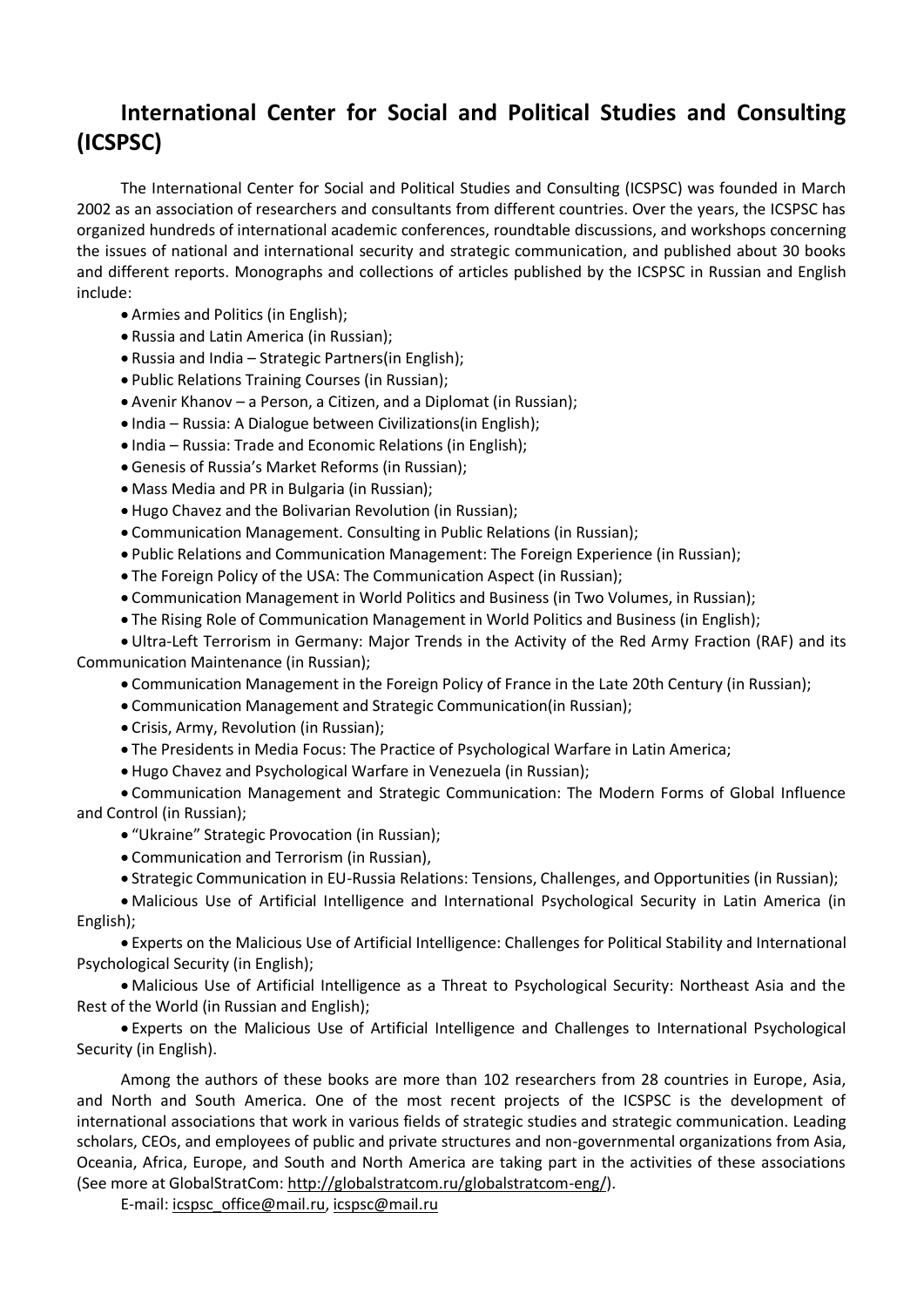# International Center for Social and Political Studies and Consulting (ICSPSC)

The International Center for Social and Political Studies and Consulting (ICSPSC) was founded in March 2002 as an association of researchers and consultants from different countries. Over the years, the ICSPSC has organized hundreds of international academic conferences, roundtable discussions, and workshops concerning the issues of national and international security and strategic communication, and published about 30 books and different reports. Monographs and collections of articles published by the ICSPSC in Russian and English include:

- Armies and Politics (in English);
- Russia and Latin America (in Russian);
- Russia and India – Strategic Partners(in English);
- Public Relations Training Courses (in Russian);
- Avenir Khanov – a Person, a Citizen, and a Diplomat (in Russian);
- India – Russia: A Dialogue between Civilizations(in English);
- India – Russia: Trade and Economic Relations (in English);
- Genesis of Russia's Market Reforms (in Russian);
- Mass Media and PR in Bulgaria (in Russian);
- Hugo Chavez and the Bolivarian Revolution (in Russian);
- Communication Management. Consulting in Public Relations (in Russian);
- Public Relations and Communication Management: The Foreign Experience (in Russian);
- The Foreign Policy of the USA: The Communication Aspect (in Russian);
- Communication Management in World Politics and Business (in Two Volumes, in Russian);
- The Rising Role of Communication Management in World Politics and Business (in English);
- Ultra-Left Terrorism in Germany: Major Trends in the Activity of the Red Army Fraction (RAF) and its Communication Maintenance (in Russian);
- Communication Management in the Foreign Policy of France in the Late 20th Century (in Russian);
- Communication Management and Strategic Communication(in Russian);
- Crisis, Army, Revolution (in Russian);
- The Presidents in Media Focus: The Practice of Psychological Warfare in Latin America;
- Hugo Chavez and Psychological Warfare in Venezuela (in Russian);
- Communication Management and Strategic Communication: The Modern Forms of Global Influence and Control (in Russian);
- "Ukraine" Strategic Provocation (in Russian);
- Communication and Terrorism (in Russian),
- Strategic Communication in EU-Russia Relations: Tensions, Challenges, and Opportunities (in Russian);
- Malicious Use of Artificial Intelligence and International Psychological Security in Latin America (in English);
- Experts on the Malicious Use of Artificial Intelligence: Challenges for Political Stability and International Psychological Security (in English);
- Malicious Use of Artificial Intelligence as a Threat to Psychological Security: Northeast Asia and the Rest of the World (in Russian and English);
- Experts on the Malicious Use of Artificial Intelligence and Challenges to International Psychological Security (in English).

Among the authors of these books are more than 102 researchers from 28 countries in Europe, Asia, and North and South America. One of the most recent projects of the ICSPSC is the development of international associations that work in various fields of strategic studies and strategic communication. Leading scholars, CEOs, and employees of public and private structures and non-governmental organizations from Asia, Oceania, Africa, Europe, and South and North America are taking part in the activities of these associations (See more at GlobalStratCom: http://globalstratcom.ru/globalstratcom-eng/).

E-mail: icspsc_office@mail.ru, icspsc@mail.ru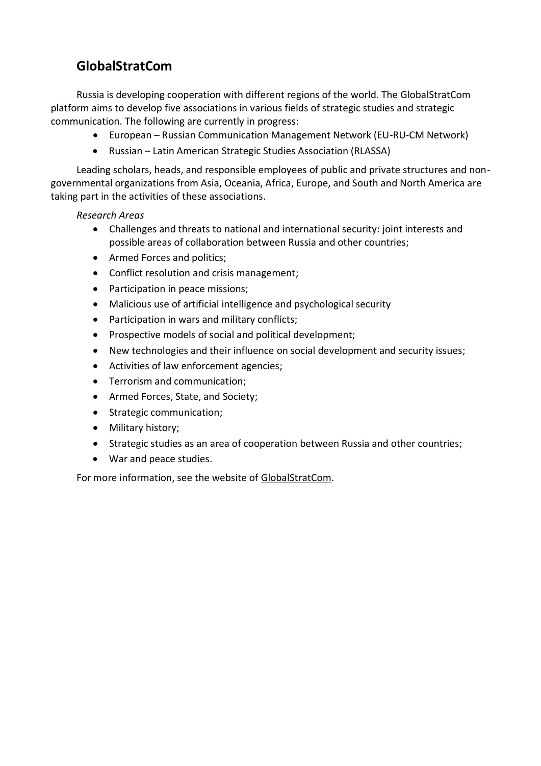## GlobalStratCom

Russia is developing cooperation with different regions of the world. The GlobalStratCom platform aims to develop five associations in various fields of strategic studies and strategic communication. The following are currently in progress:

- European – Russian Communication Management Network (EU-RU-CM Network)
- Russian – Latin American Strategic Studies Association (RLASSA)

Leading scholars, heads, and responsible employees of public and private structures and non-governmental organizations from Asia, Oceania, Africa, Europe, and South and North America are taking part in the activities of these associations.

*Research Areas*

- Challenges and threats to national and international security: joint interests and possible areas of collaboration between Russia and other countries;
- Armed Forces and politics;
- Conflict resolution and crisis management;
- Participation in peace missions;
- Malicious use of artificial intelligence and psychological security
- Participation in wars and military conflicts;
- Prospective models of social and political development;
- New technologies and their influence on social development and security issues;
- Activities of law enforcement agencies;
- Terrorism and communication;
- Armed Forces, State, and Society;
- Strategic communication;
- Military history;
- Strategic studies as an area of cooperation between Russia and other countries;
- War and peace studies.

For more information, see the website of GlobalStratCom.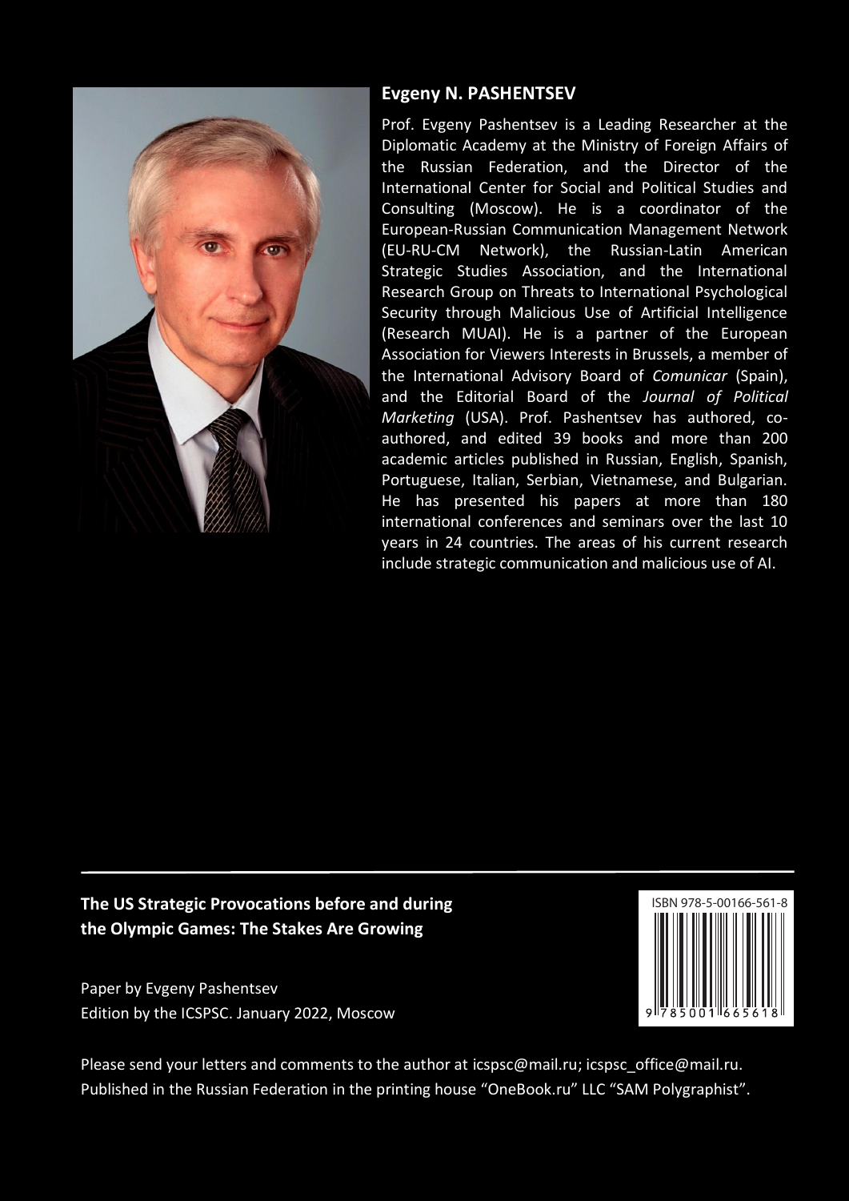## Evgeny N. PASHENTSEV

Prof. Evgeny Pashentsev is a Leading Researcher at the Diplomatic Academy at the Ministry of Foreign Affairs of the Russian Federation, and the Director of the International Center for Social and Political Studies and Consulting (Moscow). He is a coordinator of the European-Russian Communication Management Network (EU-RU-CM Network), the Russian-Latin American Strategic Studies Association, and the International Research Group on Threats to International Psychological Security through Malicious Use of Artificial Intelligence (Research MUAI). He is a partner of the European Association for Viewers Interests in Brussels, a member of the International Advisory Board of *Comunicar* (Spain), and the Editorial Board of the *Journal of Political Marketing* (USA). Prof. Pashentsev has authored, co-authored, and edited 39 books and more than 200 academic articles published in Russian, English, Spanish, Portuguese, Italian, Serbian, Vietnamese, and Bulgarian. He has presented his papers at more than 180 international conferences and seminars over the last 10 years in 24 countries. The areas of his current research include strategic communication and malicious use of AI.

---

**The US Strategic Provocations before and during the Olympic Games: The Stakes Are Growing**

Paper by Evgeny Pashentsev
Edition by the ICSPSC. January 2022, Moscow

ISBN 978-5-00166-561-8

Please send your letters and comments to the author at icspsc@mail.ru; icspsc_office@mail.ru.
Published in the Russian Federation in the printing house "OneBook.ru" LLC "SAM Polygraphist".